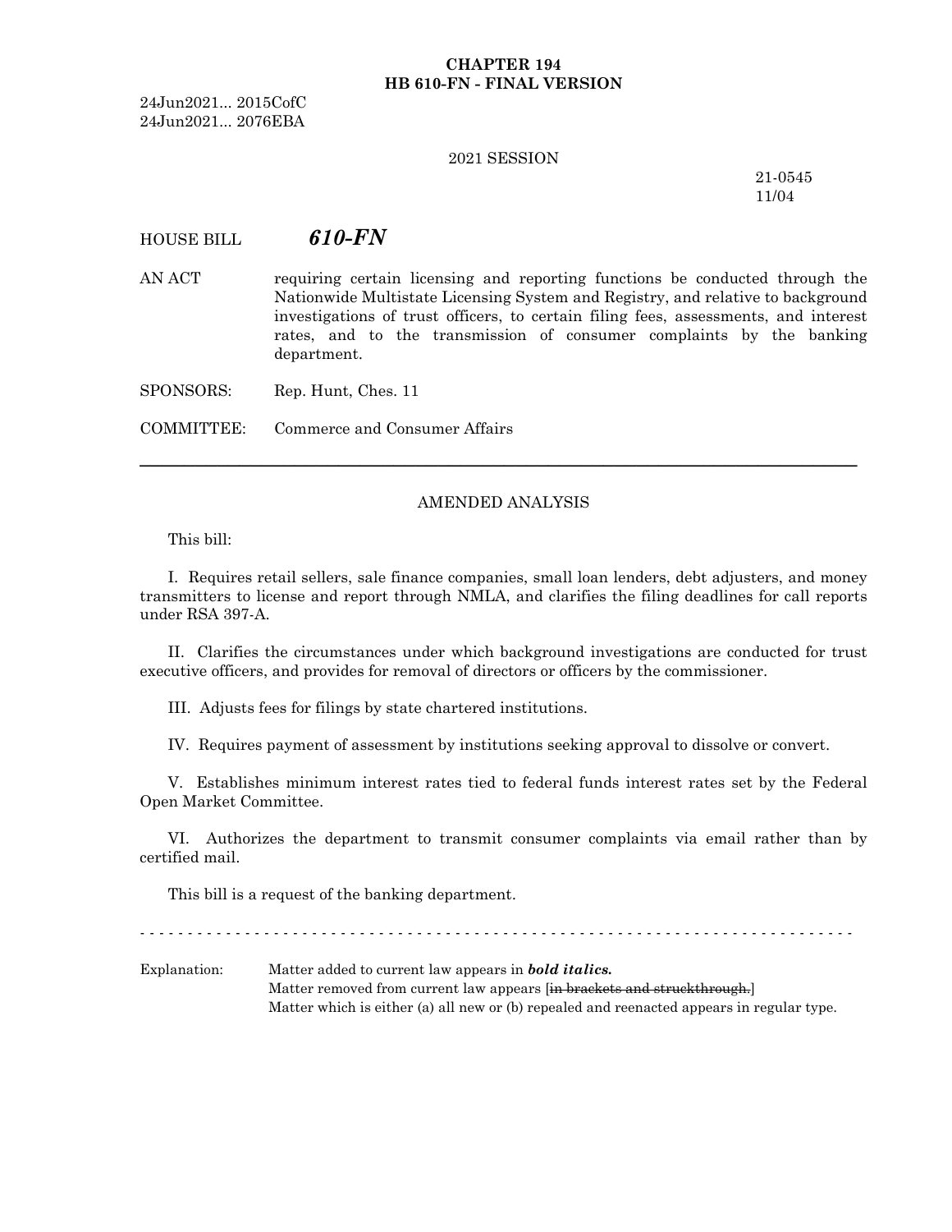# CHAPTER 194
## HB 610-FN - FINAL VERSION

24Jun2021... 2015CofC
24Jun2021... 2076EBA

2021 SESSION

21-0545
11/04

HOUSE BILL ***610-FN***

AN ACT requiring certain licensing and reporting functions be conducted through the Nationwide Multistate Licensing System and Registry, and relative to background investigations of trust officers, to certain filing fees, assessments, and interest rates, and to the transmission of consumer complaints by the banking department.

SPONSORS: Rep. Hunt, Ches. 11

COMMITTEE: Commerce and Consumer Affairs

---

AMENDED ANALYSIS

This bill:

I. Requires retail sellers, sale finance companies, small loan lenders, debt adjusters, and money transmitters to license and report through NMLA, and clarifies the filing deadlines for call reports under RSA 397-A.

II. Clarifies the circumstances under which background investigations are conducted for trust executive officers, and provides for removal of directors or officers by the commissioner.

III. Adjusts fees for filings by state chartered institutions.

IV. Requires payment of assessment by institutions seeking approval to dissolve or convert.

V. Establishes minimum interest rates tied to federal funds interest rates set by the Federal Open Market Committee.

VI. Authorizes the department to transmit consumer complaints via email rather than by certified mail.

This bill is a request of the banking department.

- - - - - - - - - - - - - - - - - - - - - - - - - - - - - - - - - - - - - - - - - - - - - - - - - - - - - - - - - - - - - - - - - - - - - - - - - -

Explanation: Matter added to current law appears in ***bold italics.***
Matter removed from current law appears [~~in brackets and struckthrough.~~]
Matter which is either (a) all new or (b) repealed and reenacted appears in regular type.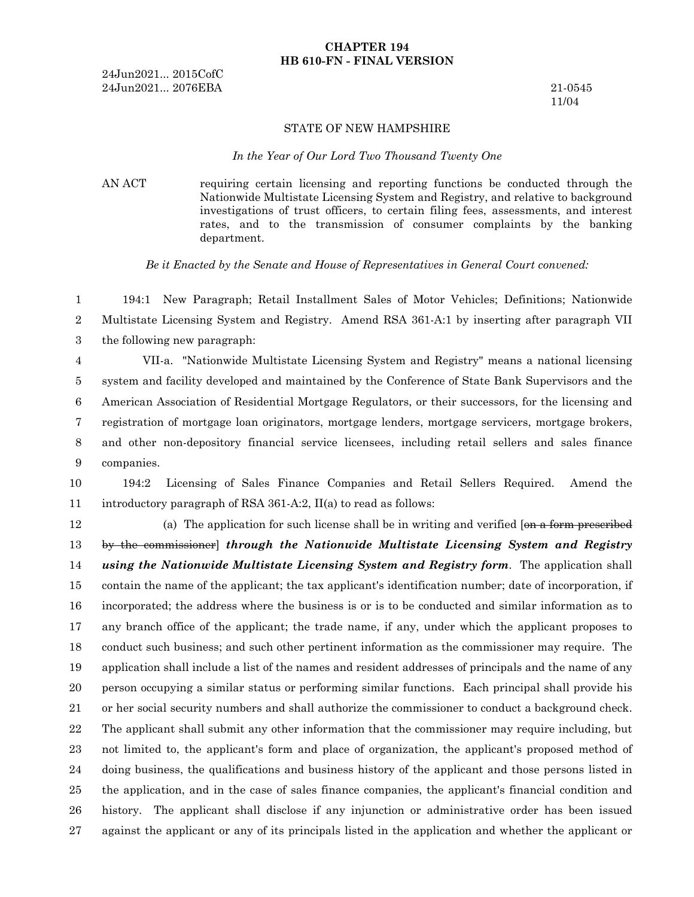**CHAPTER 194**
**HB 610-FN - FINAL VERSION**

24Jun2021... 2015CofC
24Jun2021... 2076EBA

21-0545
11/04

STATE OF NEW HAMPSHIRE

*In the Year of Our Lord Two Thousand Twenty One*

AN ACT requiring certain licensing and reporting functions be conducted through the Nationwide Multistate Licensing System and Registry, and relative to background investigations of trust officers, to certain filing fees, assessments, and interest rates, and to the transmission of consumer complaints by the banking department.

*Be it Enacted by the Senate and House of Representatives in General Court convened:*

194:1 New Paragraph; Retail Installment Sales of Motor Vehicles; Definitions; Nationwide Multistate Licensing System and Registry. Amend RSA 361-A:1 by inserting after paragraph VII the following new paragraph:

VII-a. "Nationwide Multistate Licensing System and Registry" means a national licensing system and facility developed and maintained by the Conference of State Bank Supervisors and the American Association of Residential Mortgage Regulators, or their successors, for the licensing and registration of mortgage loan originators, mortgage lenders, mortgage servicers, mortgage brokers, and other non-depository financial service licensees, including retail sellers and sales finance companies.

194:2 Licensing of Sales Finance Companies and Retail Sellers Required. Amend the introductory paragraph of RSA 361-A:2, II(a) to read as follows:

(a) The application for such license shall be in writing and verified [~~on a form prescribed by the commissioner~~] ***through the Nationwide Multistate Licensing System and Registry using the Nationwide Multistate Licensing System and Registry form***. The application shall contain the name of the applicant; the tax applicant's identification number; date of incorporation, if incorporated; the address where the business is or is to be conducted and similar information as to any branch office of the applicant; the trade name, if any, under which the applicant proposes to conduct such business; and such other pertinent information as the commissioner may require. The application shall include a list of the names and resident addresses of principals and the name of any person occupying a similar status or performing similar functions. Each principal shall provide his or her social security numbers and shall authorize the commissioner to conduct a background check. The applicant shall submit any other information that the commissioner may require including, but not limited to, the applicant's form and place of organization, the applicant's proposed method of doing business, the qualifications and business history of the applicant and those persons listed in the application, and in the case of sales finance companies, the applicant's financial condition and history. The applicant shall disclose if any injunction or administrative order has been issued against the applicant or any of its principals listed in the application and whether the applicant or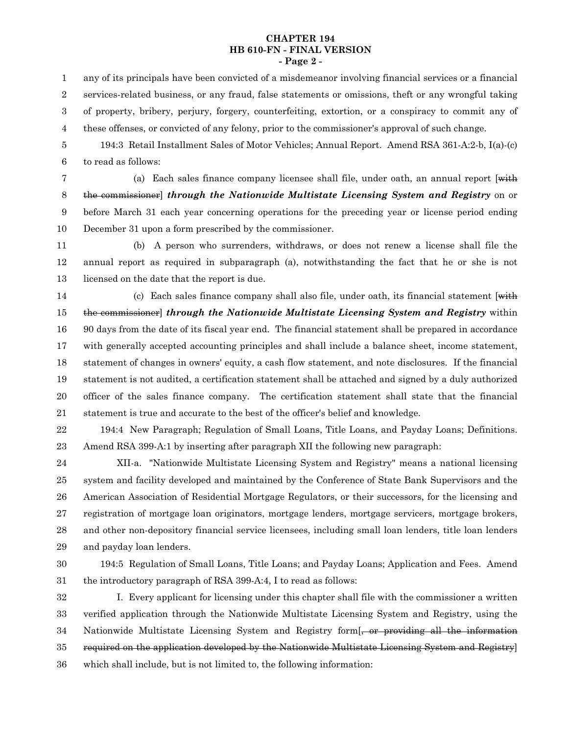any of its principals have been convicted of a misdemeanor involving financial services or a financial services-related business, or any fraud, false statements or omissions, theft or any wrongful taking of property, bribery, perjury, forgery, counterfeiting, extortion, or a conspiracy to commit any of these offenses, or convicted of any felony, prior to the commissioner's approval of such change.

194:3 Retail Installment Sales of Motor Vehicles; Annual Report. Amend RSA 361-A:2-b, I(a)-(c) to read as follows:

(a) Each sales finance company licensee shall file, under oath, an annual report [~~with the commissioner~~] ***through the Nationwide Multistate Licensing System and Registry*** on or before March 31 each year concerning operations for the preceding year or license period ending December 31 upon a form prescribed by the commissioner.

(b) A person who surrenders, withdraws, or does not renew a license shall file the annual report as required in subparagraph (a), notwithstanding the fact that he or she is not licensed on the date that the report is due.

(c) Each sales finance company shall also file, under oath, its financial statement [~~with the commissioner~~] ***through the Nationwide Multistate Licensing System and Registry*** within 90 days from the date of its fiscal year end. The financial statement shall be prepared in accordance with generally accepted accounting principles and shall include a balance sheet, income statement, statement of changes in owners' equity, a cash flow statement, and note disclosures. If the financial statement is not audited, a certification statement shall be attached and signed by a duly authorized officer of the sales finance company. The certification statement shall state that the financial statement is true and accurate to the best of the officer's belief and knowledge.

194:4 New Paragraph; Regulation of Small Loans, Title Loans, and Payday Loans; Definitions. Amend RSA 399-A:1 by inserting after paragraph XII the following new paragraph:

XII-a. "Nationwide Multistate Licensing System and Registry" means a national licensing system and facility developed and maintained by the Conference of State Bank Supervisors and the American Association of Residential Mortgage Regulators, or their successors, for the licensing and registration of mortgage loan originators, mortgage lenders, mortgage servicers, mortgage brokers, and other non-depository financial service licensees, including small loan lenders, title loan lenders and payday loan lenders.

194:5 Regulation of Small Loans, Title Loans; and Payday Loans; Application and Fees. Amend the introductory paragraph of RSA 399-A:4, I to read as follows:

I. Every applicant for licensing under this chapter shall file with the commissioner a written verified application through the Nationwide Multistate Licensing System and Registry, using the Nationwide Multistate Licensing System and Registry form[~~, or providing all the information required on the application developed by the Nationwide Multistate Licensing System and Registry~~] which shall include, but is not limited to, the following information: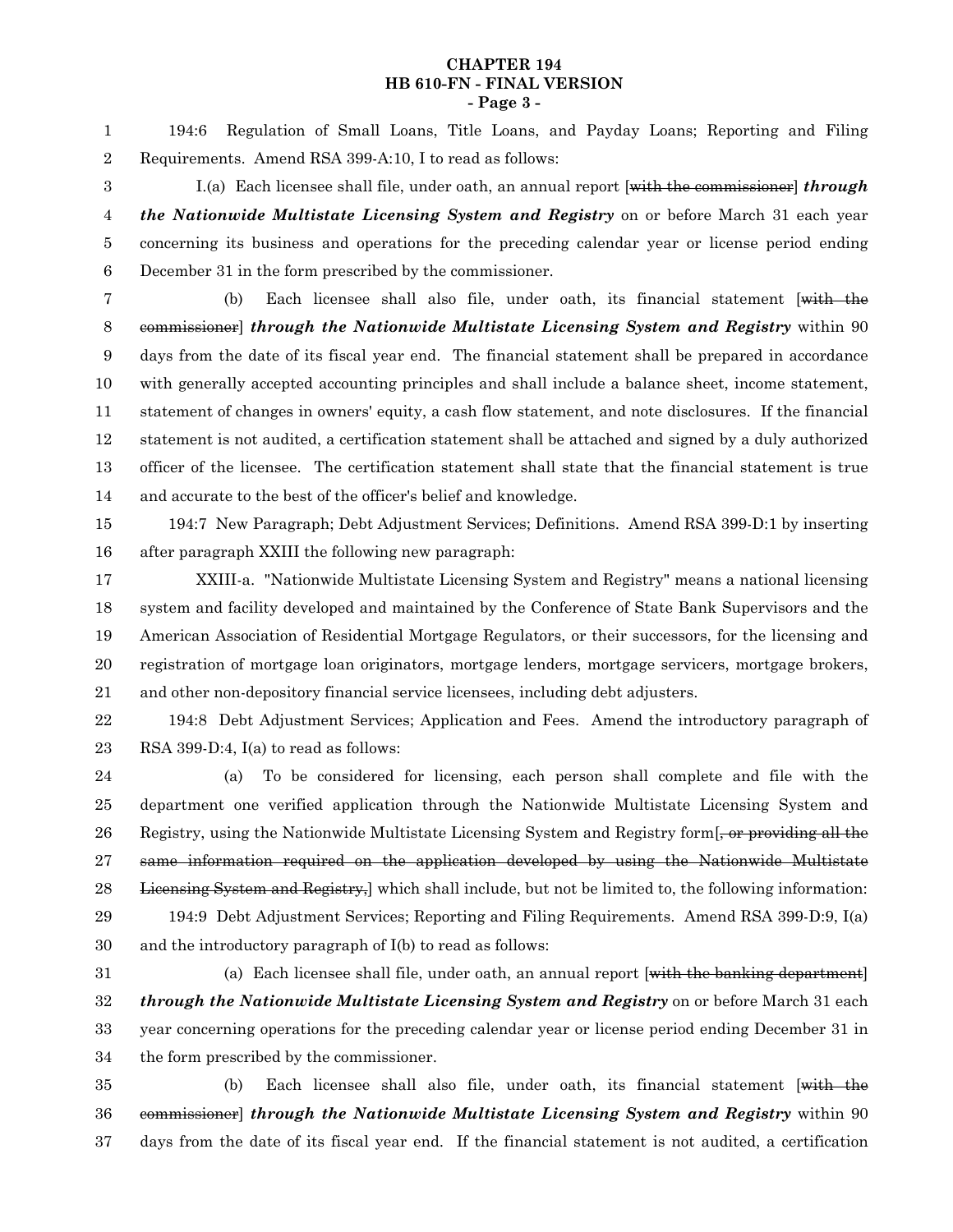194:6 Regulation of Small Loans, Title Loans, and Payday Loans; Reporting and Filing Requirements. Amend RSA 399-A:10, I to read as follows:

I.(a) Each licensee shall file, under oath, an annual report [~~with the commissioner~~] ***through the Nationwide Multistate Licensing System and Registry*** on or before March 31 each year concerning its business and operations for the preceding calendar year or license period ending December 31 in the form prescribed by the commissioner.

(b) Each licensee shall also file, under oath, its financial statement [~~with the commissioner~~] ***through the Nationwide Multistate Licensing System and Registry*** within 90 days from the date of its fiscal year end. The financial statement shall be prepared in accordance with generally accepted accounting principles and shall include a balance sheet, income statement, statement of changes in owners' equity, a cash flow statement, and note disclosures. If the financial statement is not audited, a certification statement shall be attached and signed by a duly authorized officer of the licensee. The certification statement shall state that the financial statement is true and accurate to the best of the officer's belief and knowledge.

194:7 New Paragraph; Debt Adjustment Services; Definitions. Amend RSA 399-D:1 by inserting after paragraph XXIII the following new paragraph:

XXIII-a. "Nationwide Multistate Licensing System and Registry" means a national licensing system and facility developed and maintained by the Conference of State Bank Supervisors and the American Association of Residential Mortgage Regulators, or their successors, for the licensing and registration of mortgage loan originators, mortgage lenders, mortgage servicers, mortgage brokers, and other non-depository financial service licensees, including debt adjusters.

194:8 Debt Adjustment Services; Application and Fees. Amend the introductory paragraph of RSA 399-D:4, I(a) to read as follows:

(a) To be considered for licensing, each person shall complete and file with the department one verified application through the Nationwide Multistate Licensing System and Registry, using the Nationwide Multistate Licensing System and Registry form[~~, or providing all the same information required on the application developed by using the Nationwide Multistate Licensing System and Registry,~~] which shall include, but not be limited to, the following information:

194:9 Debt Adjustment Services; Reporting and Filing Requirements. Amend RSA 399-D:9, I(a) and the introductory paragraph of I(b) to read as follows:

(a) Each licensee shall file, under oath, an annual report [~~with the banking department~~] ***through the Nationwide Multistate Licensing System and Registry*** on or before March 31 each year concerning operations for the preceding calendar year or license period ending December 31 in the form prescribed by the commissioner.

(b) Each licensee shall also file, under oath, its financial statement [~~with the commissioner~~] ***through the Nationwide Multistate Licensing System and Registry*** within 90 days from the date of its fiscal year end. If the financial statement is not audited, a certification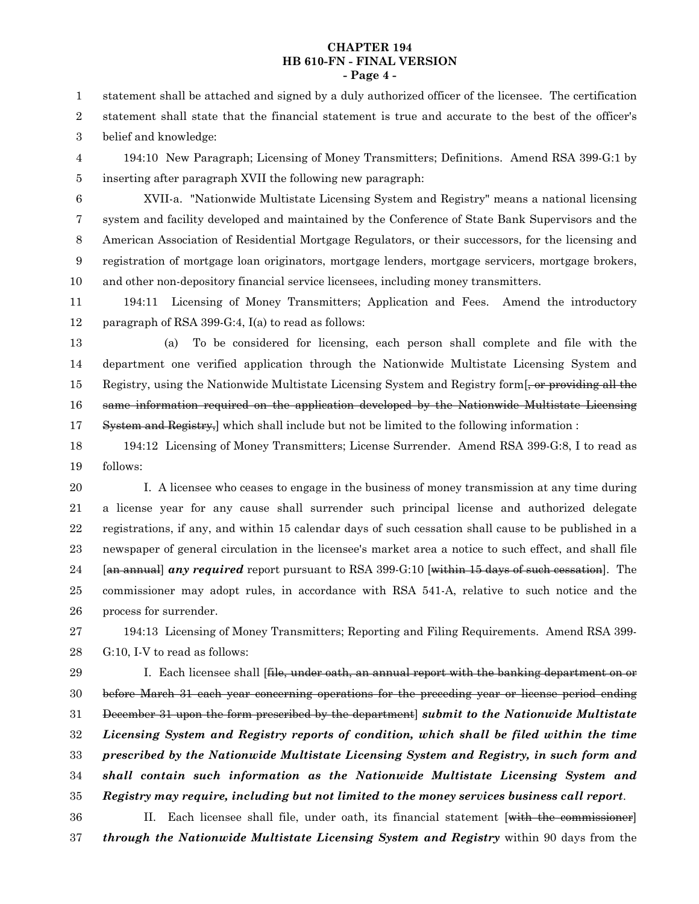statement shall be attached and signed by a duly authorized officer of the licensee. The certification statement shall state that the financial statement is true and accurate to the best of the officer's belief and knowledge:

194:10 New Paragraph; Licensing of Money Transmitters; Definitions. Amend RSA 399-G:1 by inserting after paragraph XVII the following new paragraph:

XVII-a. "Nationwide Multistate Licensing System and Registry" means a national licensing system and facility developed and maintained by the Conference of State Bank Supervisors and the American Association of Residential Mortgage Regulators, or their successors, for the licensing and registration of mortgage loan originators, mortgage lenders, mortgage servicers, mortgage brokers, and other non-depository financial service licensees, including money transmitters.

194:11 Licensing of Money Transmitters; Application and Fees. Amend the introductory paragraph of RSA 399-G:4, I(a) to read as follows:

(a) To be considered for licensing, each person shall complete and file with the department one verified application through the Nationwide Multistate Licensing System and Registry, using the Nationwide Multistate Licensing System and Registry form[~~, or providing all the same information required on the application developed by the Nationwide Multistate Licensing System and Registry,~~] which shall include but not be limited to the following information :

194:12 Licensing of Money Transmitters; License Surrender. Amend RSA 399-G:8, I to read as follows:

I. A licensee who ceases to engage in the business of money transmission at any time during a license year for any cause shall surrender such principal license and authorized delegate registrations, if any, and within 15 calendar days of such cessation shall cause to be published in a newspaper of general circulation in the licensee's market area a notice to such effect, and shall file [~~an annual~~] ***any required*** report pursuant to RSA 399-G:10 [~~within 15 days of such cessation~~]. The commissioner may adopt rules, in accordance with RSA 541-A, relative to such notice and the process for surrender.

194:13 Licensing of Money Transmitters; Reporting and Filing Requirements. Amend RSA 399-G:10, I-V to read as follows:

I. Each licensee shall [~~file, under oath, an annual report with the banking department on or before March 31 each year concerning operations for the preceding year or license period ending December 31 upon the form prescribed by the department~~] ***submit to the Nationwide Multistate Licensing System and Registry reports of condition, which shall be filed within the time prescribed by the Nationwide Multistate Licensing System and Registry, in such form and shall contain such information as the Nationwide Multistate Licensing System and Registry may require, including but not limited to the money services business call report***.

II. Each licensee shall file, under oath, its financial statement [~~with the commissioner~~] ***through the Nationwide Multistate Licensing System and Registry*** within 90 days from the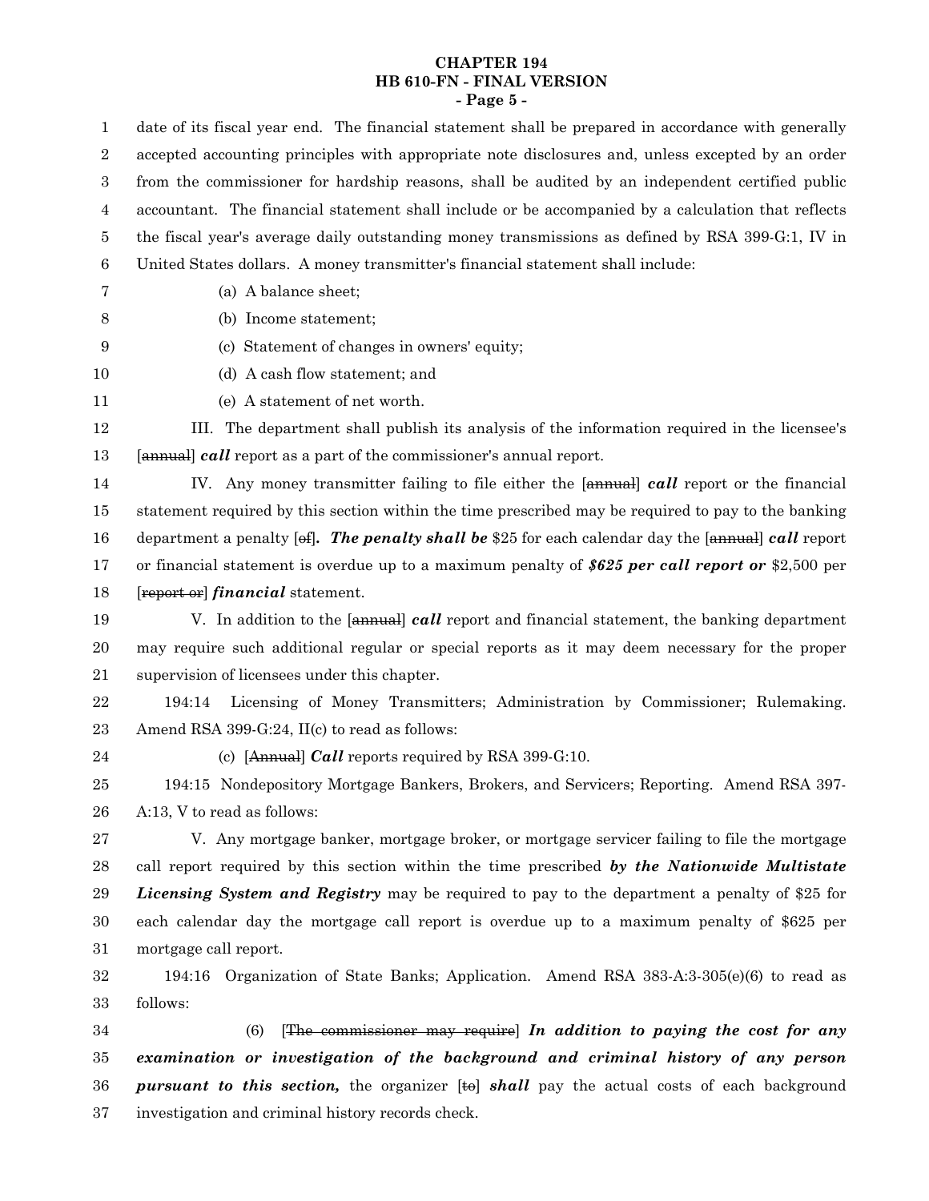date of its fiscal year end. The financial statement shall be prepared in accordance with generally accepted accounting principles with appropriate note disclosures and, unless excepted by an order from the commissioner for hardship reasons, shall be audited by an independent certified public accountant. The financial statement shall include or be accompanied by a calculation that reflects the fiscal year's average daily outstanding money transmissions as defined by RSA 399-G:1, IV in United States dollars. A money transmitter's financial statement shall include:

(a) A balance sheet;

(b) Income statement;

(c) Statement of changes in owners' equity;

(d) A cash flow statement; and

(e) A statement of net worth.

III. The department shall publish its analysis of the information required in the licensee's [~~annual~~] ***call*** report as a part of the commissioner's annual report.

IV. Any money transmitter failing to file either the [~~annual~~] ***call*** report or the financial statement required by this section within the time prescribed may be required to pay to the banking department a penalty [~~of~~]***. The penalty shall be*** $25 for each calendar day the [~~annual~~] ***call*** report or financial statement is overdue up to a maximum penalty of ***$625 per call report or*** $2,500 per [~~report or~~] ***financial*** statement.

V. In addition to the [~~annual~~] ***call*** report and financial statement, the banking department may require such additional regular or special reports as it may deem necessary for the proper supervision of licensees under this chapter.

194:14 Licensing of Money Transmitters; Administration by Commissioner; Rulemaking. Amend RSA 399-G:24, II(c) to read as follows:

(c) [~~Annual~~] ***Call*** reports required by RSA 399-G:10.

194:15 Nondepository Mortgage Bankers, Brokers, and Servicers; Reporting. Amend RSA 397-A:13, V to read as follows:

V. Any mortgage banker, mortgage broker, or mortgage servicer failing to file the mortgage call report required by this section within the time prescribed ***by the Nationwide Multistate Licensing System and Registry*** may be required to pay to the department a penalty of $25 for each calendar day the mortgage call report is overdue up to a maximum penalty of $625 per mortgage call report.

194:16 Organization of State Banks; Application. Amend RSA 383-A:3-305(e)(6) to read as follows:

(6) [~~The commissioner may require~~] ***In addition to paying the cost for any examination or investigation of the background and criminal history of any person pursuant to this section,*** the organizer [~~to~~] ***shall*** pay the actual costs of each background investigation and criminal history records check.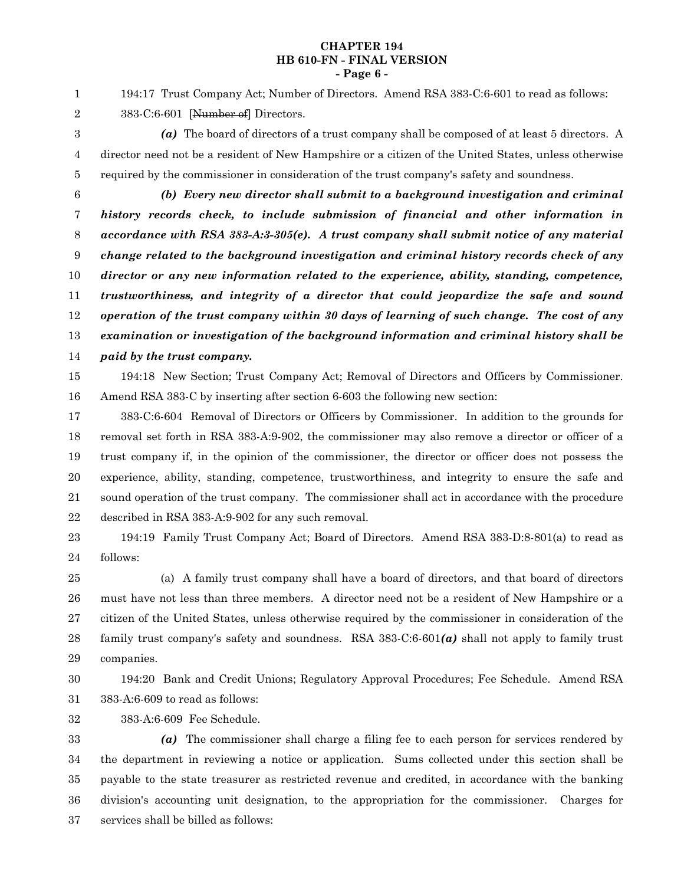194:17 Trust Company Act; Number of Directors. Amend RSA 383-C:6-601 to read as follows:

383-C:6-601 [~~Number of~~] Directors.

***(a)*** The board of directors of a trust company shall be composed of at least 5 directors. A director need not be a resident of New Hampshire or a citizen of the United States, unless otherwise required by the commissioner in consideration of the trust company's safety and soundness.

***(b) Every new director shall submit to a background investigation and criminal history records check, to include submission of financial and other information in accordance with RSA 383-A:3-305(e). A trust company shall submit notice of any material change related to the background investigation and criminal history records check of any director or any new information related to the experience, ability, standing, competence, trustworthiness, and integrity of a director that could jeopardize the safe and sound operation of the trust company within 30 days of learning of such change. The cost of any examination or investigation of the background information and criminal history shall be paid by the trust company.***

194:18 New Section; Trust Company Act; Removal of Directors and Officers by Commissioner. Amend RSA 383-C by inserting after section 6-603 the following new section:

383-C:6-604 Removal of Directors or Officers by Commissioner. In addition to the grounds for removal set forth in RSA 383-A:9-902, the commissioner may also remove a director or officer of a trust company if, in the opinion of the commissioner, the director or officer does not possess the experience, ability, standing, competence, trustworthiness, and integrity to ensure the safe and sound operation of the trust company. The commissioner shall act in accordance with the procedure described in RSA 383-A:9-902 for any such removal.

194:19 Family Trust Company Act; Board of Directors. Amend RSA 383-D:8-801(a) to read as follows:

(a) A family trust company shall have a board of directors, and that board of directors must have not less than three members. A director need not be a resident of New Hampshire or a citizen of the United States, unless otherwise required by the commissioner in consideration of the family trust company's safety and soundness. RSA 383-C:6-601***(a)*** shall not apply to family trust companies.

194:20 Bank and Credit Unions; Regulatory Approval Procedures; Fee Schedule. Amend RSA 383-A:6-609 to read as follows:

383-A:6-609 Fee Schedule.

***(a)*** The commissioner shall charge a filing fee to each person for services rendered by the department in reviewing a notice or application. Sums collected under this section shall be payable to the state treasurer as restricted revenue and credited, in accordance with the banking division's accounting unit designation, to the appropriation for the commissioner. Charges for services shall be billed as follows: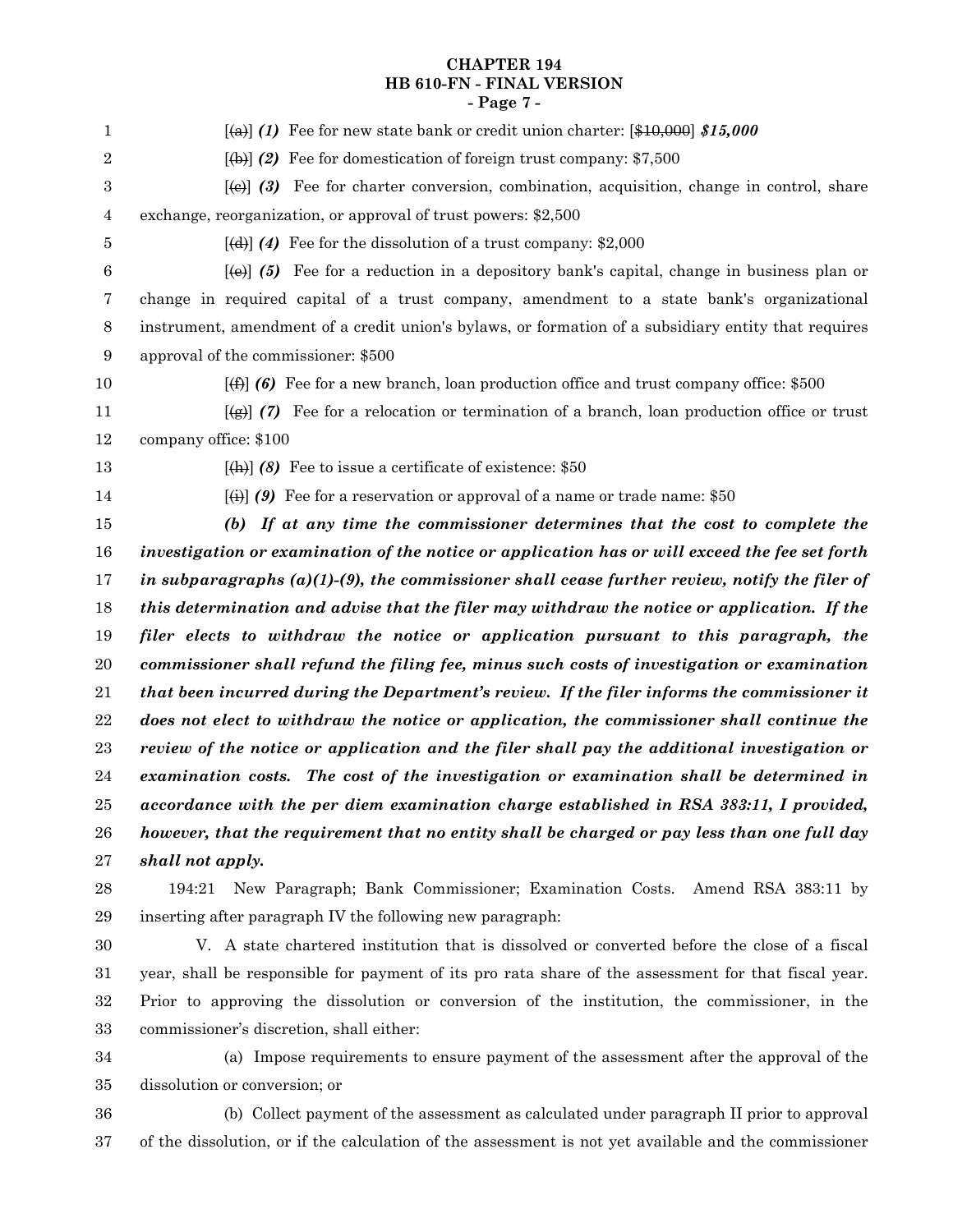[~~(a)~~] ***(1)*** Fee for new state bank or credit union charter: [~~$10,000~~] ***$15,000***

[~~(b)~~] ***(2)*** Fee for domestication of foreign trust company: $7,500

[~~(c)~~] ***(3)*** Fee for charter conversion, combination, acquisition, change in control, share exchange, reorganization, or approval of trust powers: $2,500

[~~(d)~~] ***(4)*** Fee for the dissolution of a trust company: $2,000

[~~(e)~~] ***(5)*** Fee for a reduction in a depository bank's capital, change in business plan or change in required capital of a trust company, amendment to a state bank's organizational instrument, amendment of a credit union's bylaws, or formation of a subsidiary entity that requires approval of the commissioner: $500

[~~(f)~~] ***(6)*** Fee for a new branch, loan production office and trust company office: $500

[~~(g)~~] ***(7)*** Fee for a relocation or termination of a branch, loan production office or trust company office: $100

[~~(h)~~] ***(8)*** Fee to issue a certificate of existence: $50

[~~(i)~~] ***(9)*** Fee for a reservation or approval of a name or trade name: $50

***(b) If at any time the commissioner determines that the cost to complete the investigation or examination of the notice or application has or will exceed the fee set forth in subparagraphs (a)(1)-(9), the commissioner shall cease further review, notify the filer of this determination and advise that the filer may withdraw the notice or application. If the filer elects to withdraw the notice or application pursuant to this paragraph, the commissioner shall refund the filing fee, minus such costs of investigation or examination that been incurred during the Department's review. If the filer informs the commissioner it does not elect to withdraw the notice or application, the commissioner shall continue the review of the notice or application and the filer shall pay the additional investigation or examination costs. The cost of the investigation or examination shall be determined in accordance with the per diem examination charge established in RSA 383:11, I provided, however, that the requirement that no entity shall be charged or pay less than one full day shall not apply.***

194:21 New Paragraph; Bank Commissioner; Examination Costs. Amend RSA 383:11 by inserting after paragraph IV the following new paragraph:

V. A state chartered institution that is dissolved or converted before the close of a fiscal year, shall be responsible for payment of its pro rata share of the assessment for that fiscal year. Prior to approving the dissolution or conversion of the institution, the commissioner, in the commissioner's discretion, shall either:

(a) Impose requirements to ensure payment of the assessment after the approval of the dissolution or conversion; or

(b) Collect payment of the assessment as calculated under paragraph II prior to approval of the dissolution, or if the calculation of the assessment is not yet available and the commissioner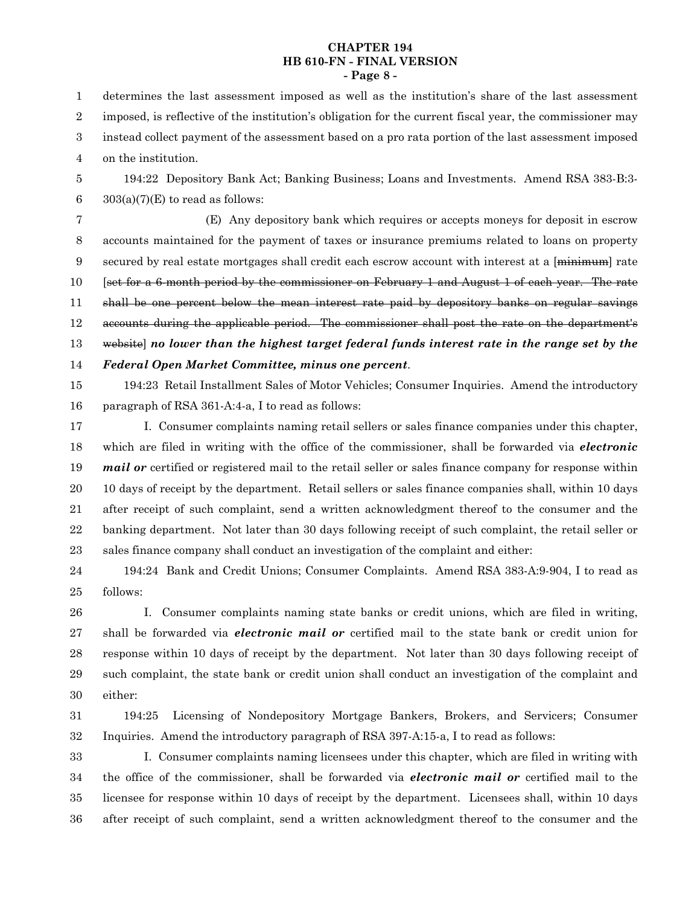determines the last assessment imposed as well as the institution's share of the last assessment imposed, is reflective of the institution's obligation for the current fiscal year, the commissioner may instead collect payment of the assessment based on a pro rata portion of the last assessment imposed on the institution.

194:22 Depository Bank Act; Banking Business; Loans and Investments. Amend RSA 383-B:3-303(a)(7)(E) to read as follows:

(E) Any depository bank which requires or accepts moneys for deposit in escrow accounts maintained for the payment of taxes or insurance premiums related to loans on property secured by real estate mortgages shall credit each escrow account with interest at a [~~minimum~~] rate [~~set for a 6-month period by the commissioner on February 1 and August 1 of each year. The rate shall be one percent below the mean interest rate paid by depository banks on regular savings accounts during the applicable period. The commissioner shall post the rate on the department's website~~] ***no lower than the highest target federal funds interest rate in the range set by the Federal Open Market Committee, minus one percent***.

194:23 Retail Installment Sales of Motor Vehicles; Consumer Inquiries. Amend the introductory paragraph of RSA 361-A:4-a, I to read as follows:

I. Consumer complaints naming retail sellers or sales finance companies under this chapter, which are filed in writing with the office of the commissioner, shall be forwarded via ***electronic mail or*** certified or registered mail to the retail seller or sales finance company for response within 10 days of receipt by the department. Retail sellers or sales finance companies shall, within 10 days after receipt of such complaint, send a written acknowledgment thereof to the consumer and the banking department. Not later than 30 days following receipt of such complaint, the retail seller or sales finance company shall conduct an investigation of the complaint and either:

194:24 Bank and Credit Unions; Consumer Complaints. Amend RSA 383-A:9-904, I to read as follows:

I. Consumer complaints naming state banks or credit unions, which are filed in writing, shall be forwarded via ***electronic mail or*** certified mail to the state bank or credit union for response within 10 days of receipt by the department. Not later than 30 days following receipt of such complaint, the state bank or credit union shall conduct an investigation of the complaint and either:

194:25 Licensing of Nondepository Mortgage Bankers, Brokers, and Servicers; Consumer Inquiries. Amend the introductory paragraph of RSA 397-A:15-a, I to read as follows:

I. Consumer complaints naming licensees under this chapter, which are filed in writing with the office of the commissioner, shall be forwarded via ***electronic mail or*** certified mail to the licensee for response within 10 days of receipt by the department. Licensees shall, within 10 days after receipt of such complaint, send a written acknowledgment thereof to the consumer and the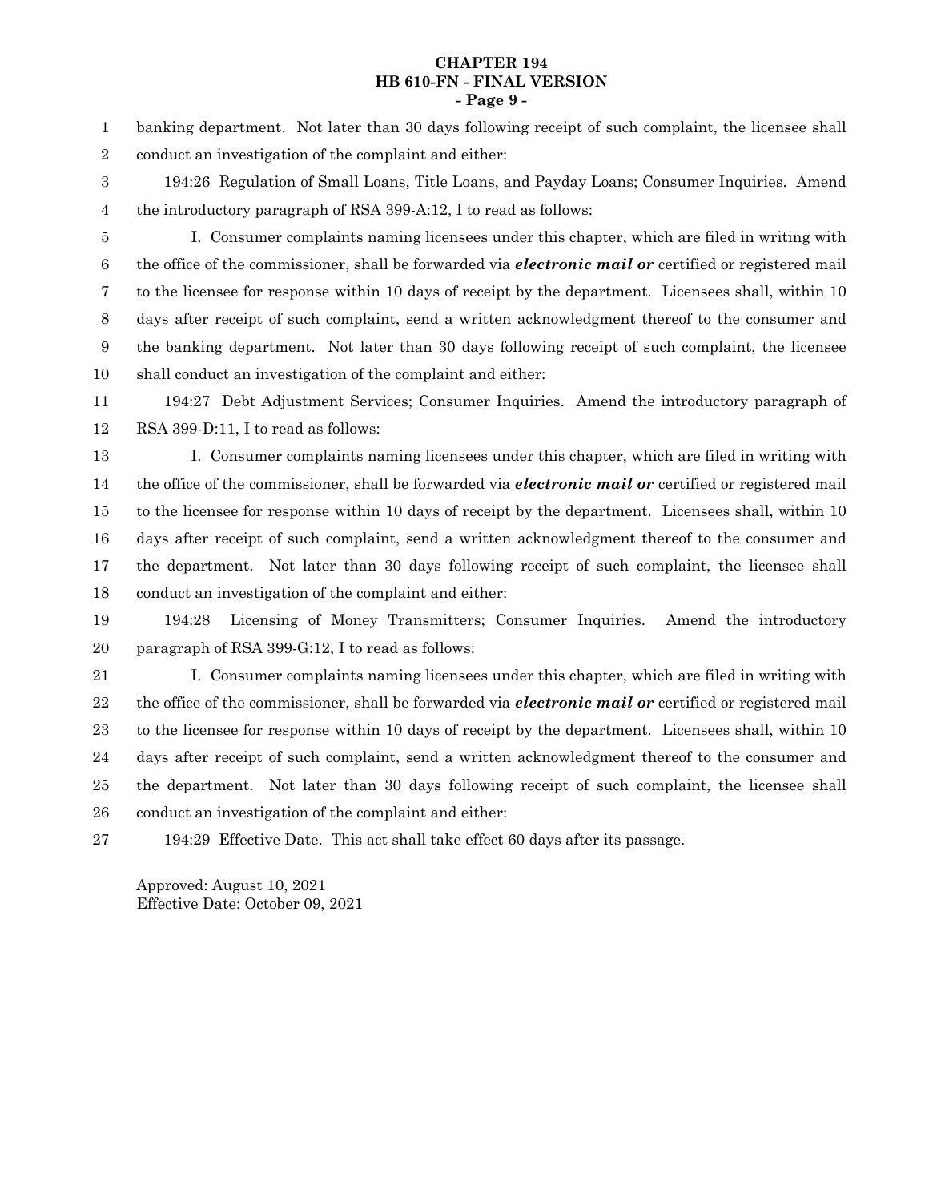banking department. Not later than 30 days following receipt of such complaint, the licensee shall conduct an investigation of the complaint and either:

194:26 Regulation of Small Loans, Title Loans, and Payday Loans; Consumer Inquiries. Amend the introductory paragraph of RSA 399-A:12, I to read as follows:

I. Consumer complaints naming licensees under this chapter, which are filed in writing with the office of the commissioner, shall be forwarded via ***electronic mail or*** certified or registered mail to the licensee for response within 10 days of receipt by the department. Licensees shall, within 10 days after receipt of such complaint, send a written acknowledgment thereof to the consumer and the banking department. Not later than 30 days following receipt of such complaint, the licensee shall conduct an investigation of the complaint and either:

194:27 Debt Adjustment Services; Consumer Inquiries. Amend the introductory paragraph of RSA 399-D:11, I to read as follows:

I. Consumer complaints naming licensees under this chapter, which are filed in writing with the office of the commissioner, shall be forwarded via ***electronic mail or*** certified or registered mail to the licensee for response within 10 days of receipt by the department. Licensees shall, within 10 days after receipt of such complaint, send a written acknowledgment thereof to the consumer and the department. Not later than 30 days following receipt of such complaint, the licensee shall conduct an investigation of the complaint and either:

194:28 Licensing of Money Transmitters; Consumer Inquiries. Amend the introductory paragraph of RSA 399-G:12, I to read as follows:

I. Consumer complaints naming licensees under this chapter, which are filed in writing with the office of the commissioner, shall be forwarded via ***electronic mail or*** certified or registered mail to the licensee for response within 10 days of receipt by the department. Licensees shall, within 10 days after receipt of such complaint, send a written acknowledgment thereof to the consumer and the department. Not later than 30 days following receipt of such complaint, the licensee shall conduct an investigation of the complaint and either:

194:29 Effective Date. This act shall take effect 60 days after its passage.

Approved: August 10, 2021
Effective Date: October 09, 2021